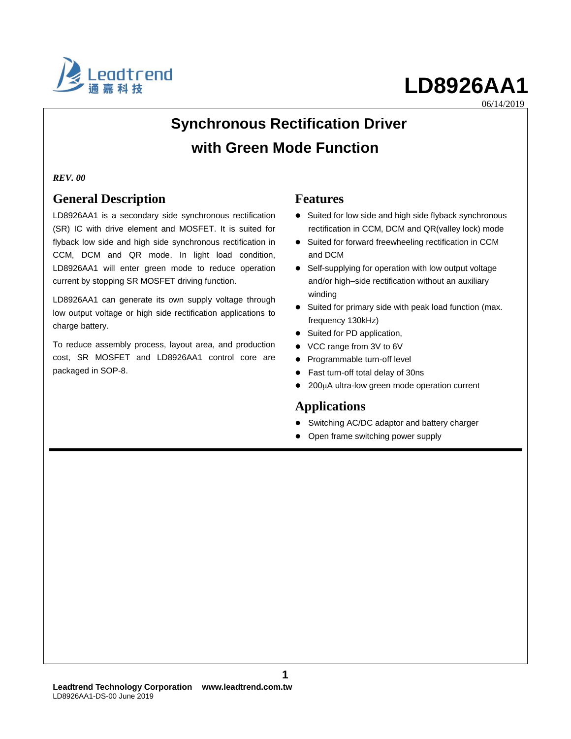# LD8926AA1

06/14/2019

## Synchronous Rectification Driver with Green Mode Function

*REV. 00*

## General Description

LD8926AA1 is a secondary side synchronous rectification (SR) IC with drive element and MOSFET. It is suited for flyback low side and high side synchronous rectification in CCM, DCM and QR mode. In light load condition, LD8926AA1 will enter green mode to reduce operation current by stopping SR MOSFET driving function.

LD8926AA1 can generate its own supply voltage through low output voltage or high side rectification applications to charge battery.

To reduce assembly process, layout area, and production cost, SR MOSFET and LD8926AA1 control core are packaged in SOP-8.

## Features

- Suited for low side and high side flyback synchronous rectification in CCM, DCM and QR(valley lock) mode
- Suited for forward freewheeling rectification in CCM and DCM
- Self-supplying for operation with low output voltage and/or high–side rectification without an auxiliary winding
- Suited for primary side with peak load function (max. frequency 130kHz)
- Suited for PD application,
- VCC range from 3V to 6V
- Programmable turn-off level
- Fast turn-off total delay of 30ns
- 200μA ultra-low green mode operation current

## Applications

- Switching AC/DC adaptor and battery charger
- Open frame switching power supply

**Leadtrend Technology Corporation    www.leadtrend.com.tw**
LD8926AA1-DS-00 June 2019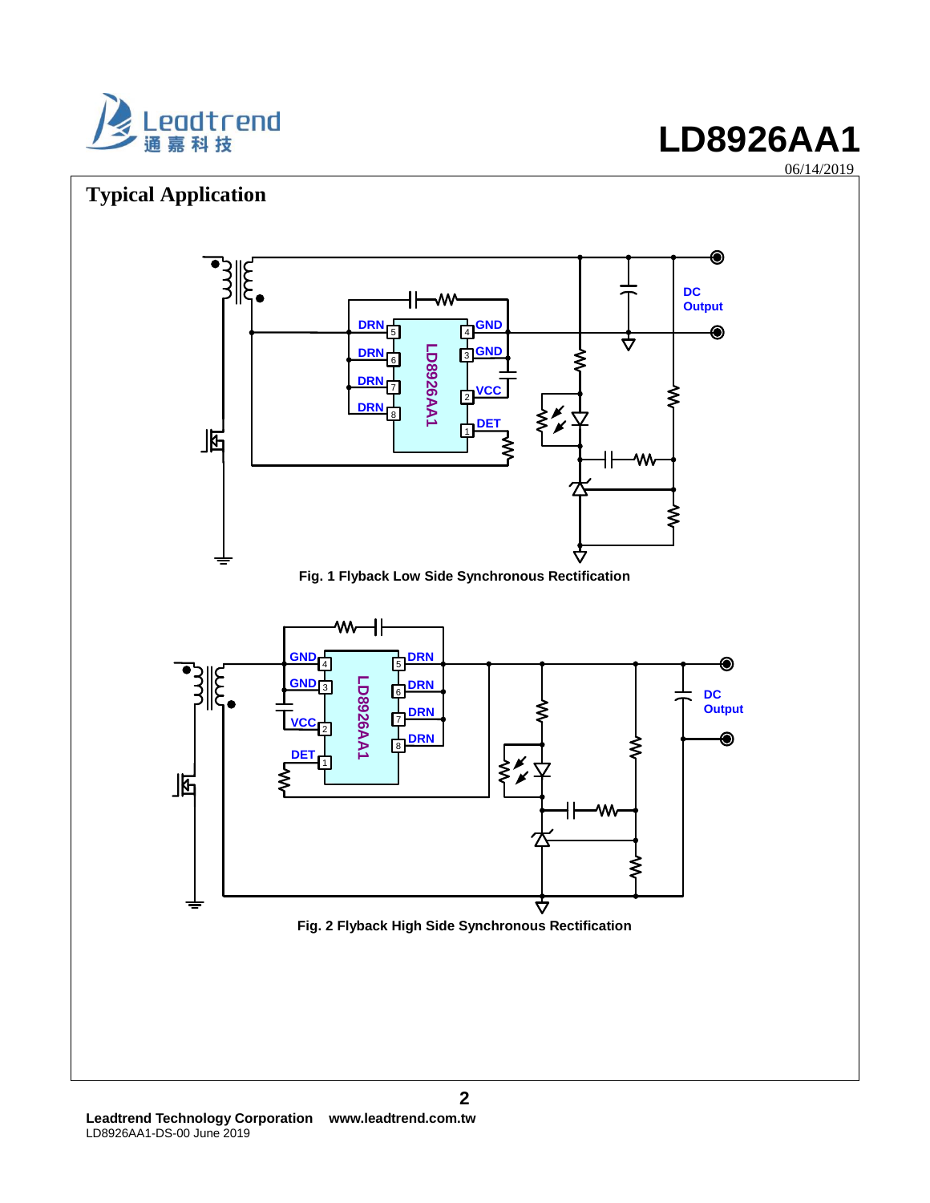## Typical Application

Fig. 1 Flyback Low Side Synchronous Rectification

Fig. 2 Flyback High Side Synchronous Rectification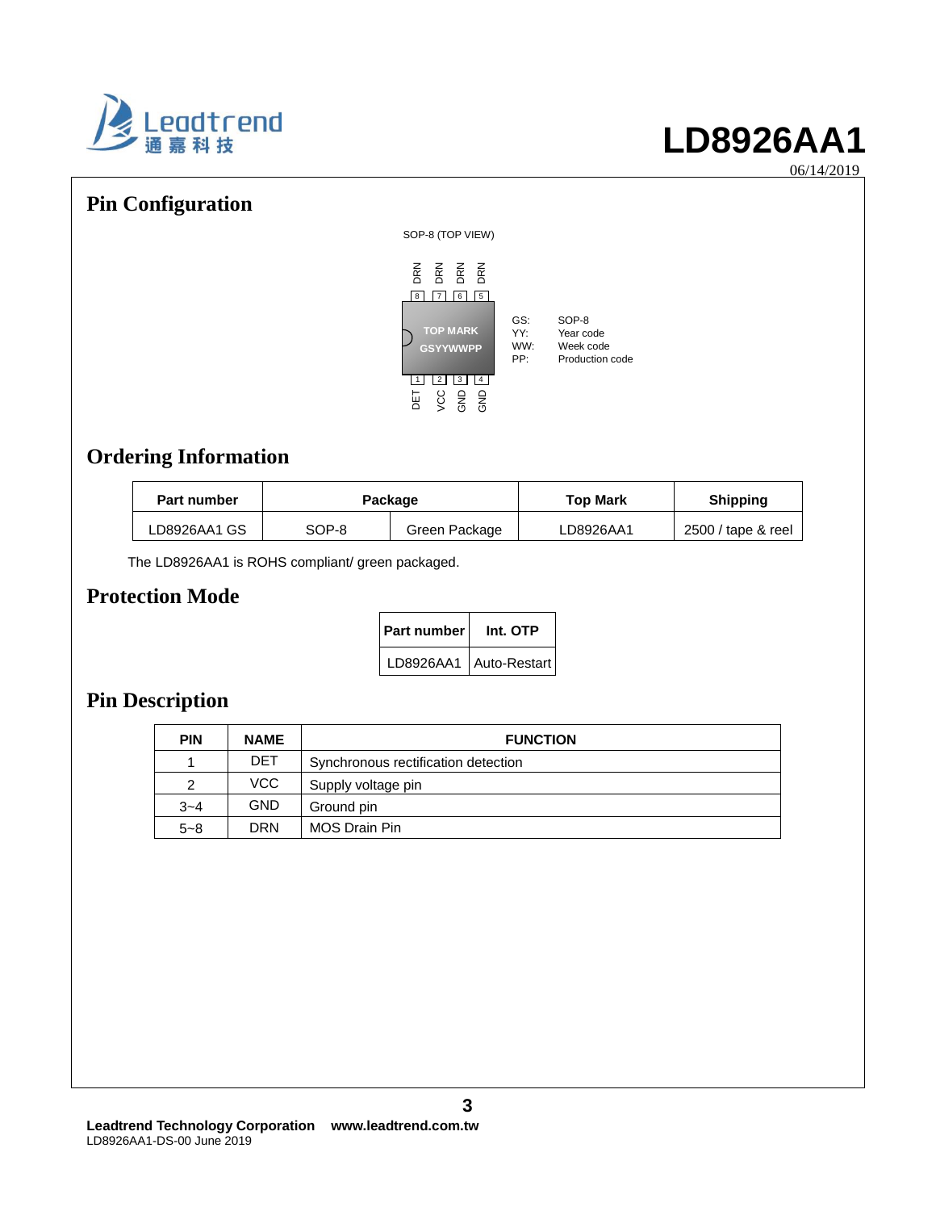## Pin Configuration

SOP-8 (TOP VIEW)

| Pin | 8 | 7 | 6 | 5 |
|---|---|---|---|---|
| Name | DRN | DRN | DRN | DRN |

TOP MARK
GSYYWWPP

| Pin | 1 | 2 | 3 | 4 |
|---|---|---|---|---|
| Name | DET | VCC | GND | GND |

GS: SOP-8
YY: Year code
WW: Week code
PP: Production code

## Ordering Information

| Part number | Package | | Top Mark | Shipping |
|---|---|---|---|---|
| LD8926AA1 GS | SOP-8 | Green Package | LD8926AA1 | 2500 / tape & reel |

The LD8926AA1 is ROHS compliant/ green packaged.

## Protection Mode

| Part number | Int. OTP |
|---|---|
| LD8926AA1 | Auto-Restart |

## Pin Description

| PIN | NAME | FUNCTION |
|---|---|---|
| 1 | DET | Synchronous rectification detection |
| 2 | VCC | Supply voltage pin |
| 3~4 | GND | Ground pin |
| 5~8 | DRN | MOS Drain Pin |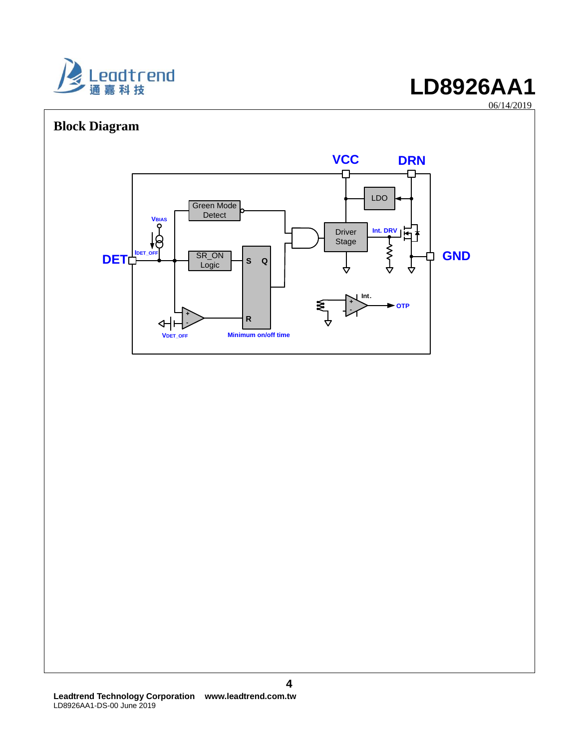## Block Diagram

VCC DRN

LDO

Green Mode Detect

Driver Stage

Int. DRV

$V_{BIAS}$

$I_{DET\_OFF}$

DET

SR_ON Logic

S Q

R

GND

Int.

OTP

$V_{DET\_OFF}$

Minimum on/off time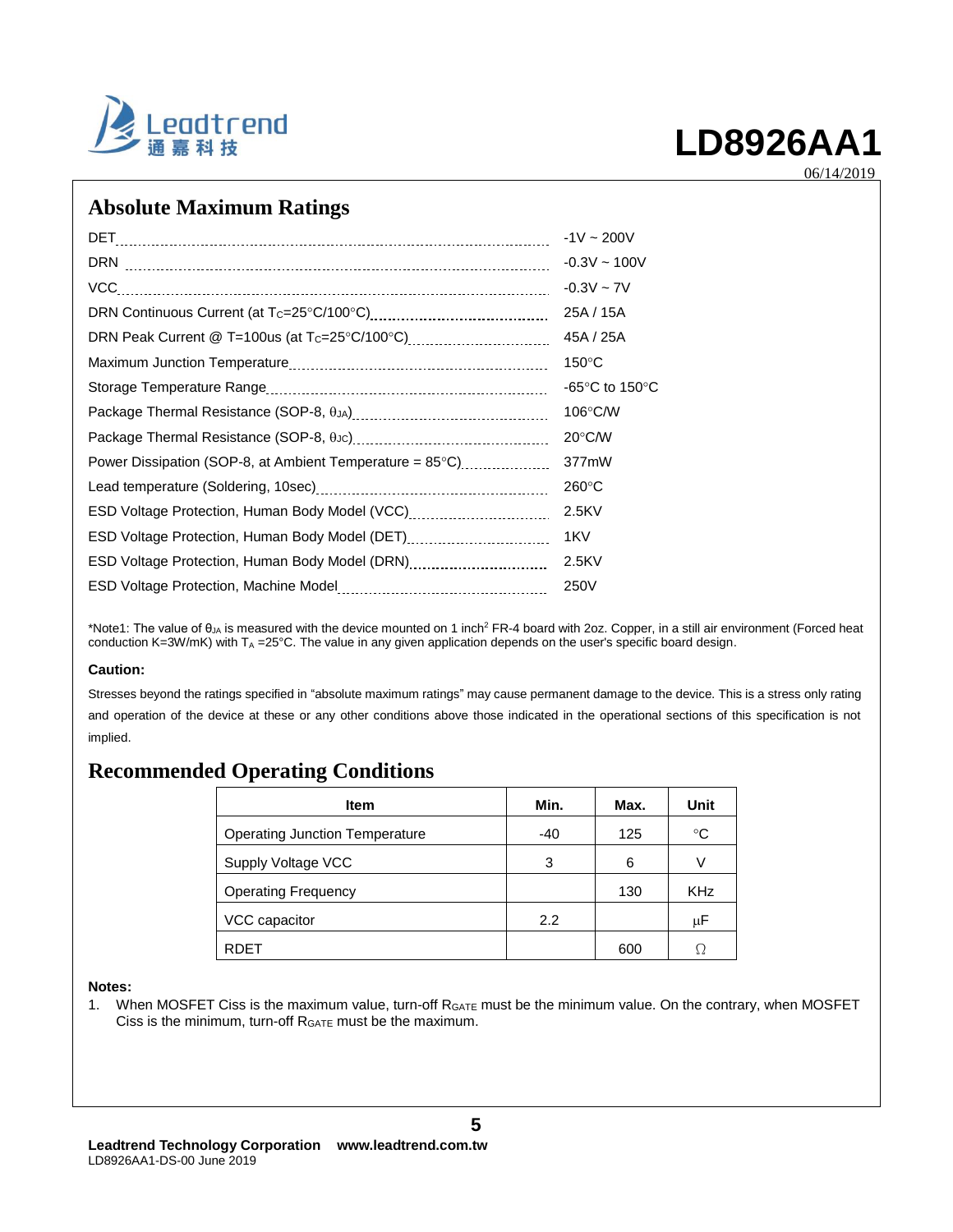## Absolute Maximum Ratings

| Parameter | Rating |
|---|---|
| DET | -1V ~ 200V |
| DRN | -0.3V ~ 100V |
| VCC | -0.3V ~ 7V |
| DRN Continuous Current (at $T_C$=25°C/100°C) | 25A / 15A |
| DRN Peak Current @ T=100us (at $T_C$=25°C/100°C) | 45A / 25A |
| Maximum Junction Temperature | 150°C |
| Storage Temperature Range | -65°C to 150°C |
| Package Thermal Resistance (SOP-8, $\theta_{JA}$) | 106°C/W |
| Package Thermal Resistance (SOP-8, $\theta_{JC}$) | 20°C/W |
| Power Dissipation (SOP-8, at Ambient Temperature = 85°C) | 377mW |
| Lead temperature (Soldering, 10sec) | 260°C |
| ESD Voltage Protection, Human Body Model (VCC) | 2.5KV |
| ESD Voltage Protection, Human Body Model (DET) | 1KV |
| ESD Voltage Protection, Human Body Model (DRN) | 2.5KV |
| ESD Voltage Protection, Machine Model | 250V |

*Note1: The value of $\theta_{JA}$ is measured with the device mounted on 1 inch$^2$ FR-4 board with 2oz. Copper, in a still air environment (Forced heat conduction K=3W/mK) with $T_A$ =25°C. The value in any given application depends on the user's specific board design.

**Caution:**

Stresses beyond the ratings specified in "absolute maximum ratings" may cause permanent damage to the device. This is a stress only rating and operation of the device at these or any other conditions above those indicated in the operational sections of this specification is not implied.

## Recommended Operating Conditions

| Item | Min. | Max. | Unit |
|---|---|---|---|
| Operating Junction Temperature | -40 | 125 | °C |
| Supply Voltage VCC | 3 | 6 | V |
| Operating Frequency | | 130 | KHz |
| VCC capacitor | 2.2 | | μF |
| RDET | | 600 | Ω |

**Notes:**

1. When MOSFET Ciss is the maximum value, turn-off $R_{GATE}$ must be the minimum value. On the contrary, when MOSFET Ciss is the minimum, turn-off $R_{GATE}$ must be the maximum.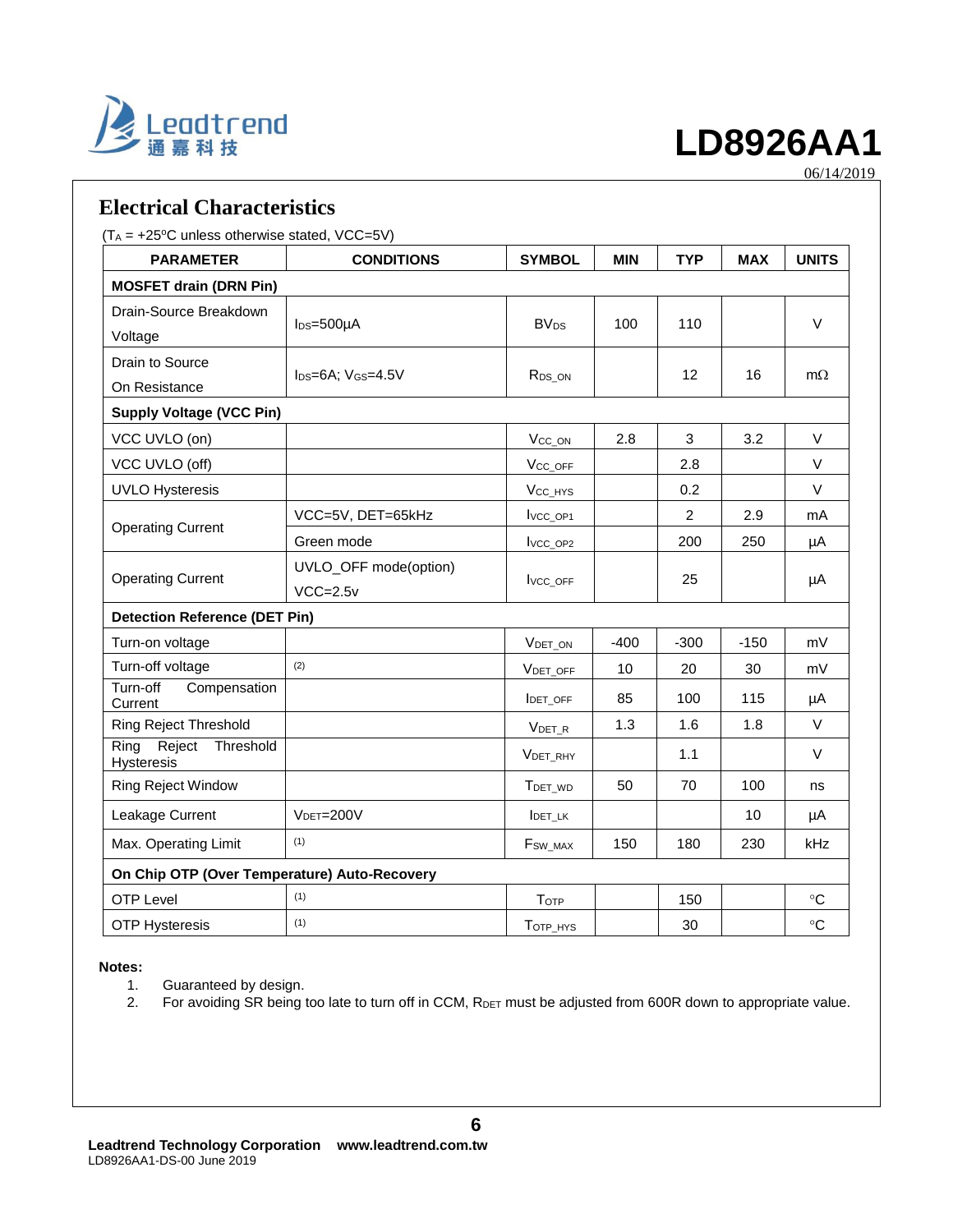## Electrical Characteristics

($T_A$ = +25ºC unless otherwise stated, VCC=5V)

| PARAMETER | CONDITIONS | SYMBOL | MIN | TYP | MAX | UNITS |
|---|---|---|---|---|---|---|
| **MOSFET drain (DRN Pin)** | | | | | | |
| Drain-Source Breakdown Voltage | $I_{DS}$=500μA | $BV_{DS}$ | 100 | 110 | | V |
| Drain to Source On Resistance | $I_{DS}$=6A; $V_{GS}$=4.5V | $R_{DS\_ON}$ | | 12 | 16 | mΩ |
| **Supply Voltage (VCC Pin)** | | | | | | |
| VCC UVLO (on) | | $V_{CC\_ON}$ | 2.8 | 3 | 3.2 | V |
| VCC UVLO (off) | | $V_{CC\_OFF}$ | | 2.8 | | V |
| UVLO Hysteresis | | $V_{CC\_HYS}$ | | 0.2 | | V |
| Operating Current | VCC=5V, DET=65kHz | $I_{VCC\_OP1}$ | | 2 | 2.9 | mA |
| | Green mode | $I_{VCC\_OP2}$ | | 200 | 250 | μA |
| Operating Current | UVLO_OFF mode(option) VCC=2.5v | $I_{VCC\_OFF}$ | | 25 | | μA |
| **Detection Reference (DET Pin)** | | | | | | |
| Turn-on voltage | | $V_{DET\_ON}$ | -400 | -300 | -150 | mV |
| Turn-off voltage | (2) | $V_{DET\_OFF}$ | 10 | 20 | 30 | mV |
| Turn-off Compensation Current | | $I_{DET\_OFF}$ | 85 | 100 | 115 | μA |
| Ring Reject Threshold | | $V_{DET\_R}$ | 1.3 | 1.6 | 1.8 | V |
| Ring Reject Threshold Hysteresis | | $V_{DET\_RHY}$ | | 1.1 | | V |
| Ring Reject Window | | $T_{DET\_WD}$ | 50 | 70 | 100 | ns |
| Leakage Current | $V_{DET}$=200V | $I_{DET\_LK}$ | | | 10 | μA |
| Max. Operating Limit | (1) | $F_{SW\_MAX}$ | 150 | 180 | 230 | kHz |
| **On Chip OTP (Over Temperature) Auto-Recovery** | | | | | | |
| OTP Level | (1) | $T_{OTP}$ | | 150 | | °C |
| OTP Hysteresis | (1) | $T_{OTP\_HYS}$ | | 30 | | °C |

**Notes:**

1. Guaranteed by design.
2. For avoiding SR being too late to turn off in CCM, $R_{DET}$ must be adjusted from 600R down to appropriate value.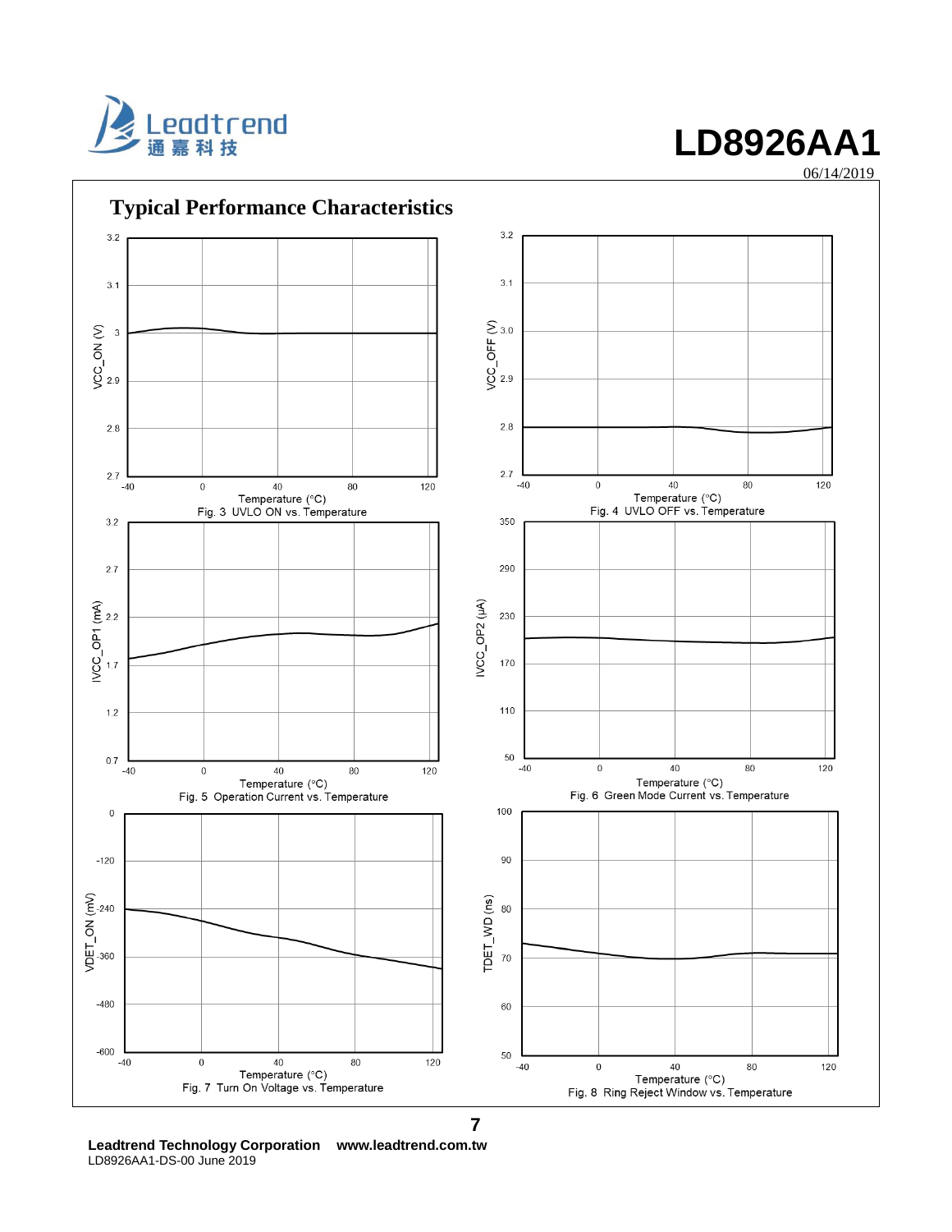## Typical Performance Characteristics

Fig. 3 UVLO ON vs. Temperature

Fig. 4 UVLO OFF vs. Temperature

Fig. 5 Operation Current vs. Temperature

Fig. 6 Green Mode Current vs. Temperature

Fig. 7 Turn On Voltage vs. Temperature

Fig. 8 Ring Reject Window vs. Temperature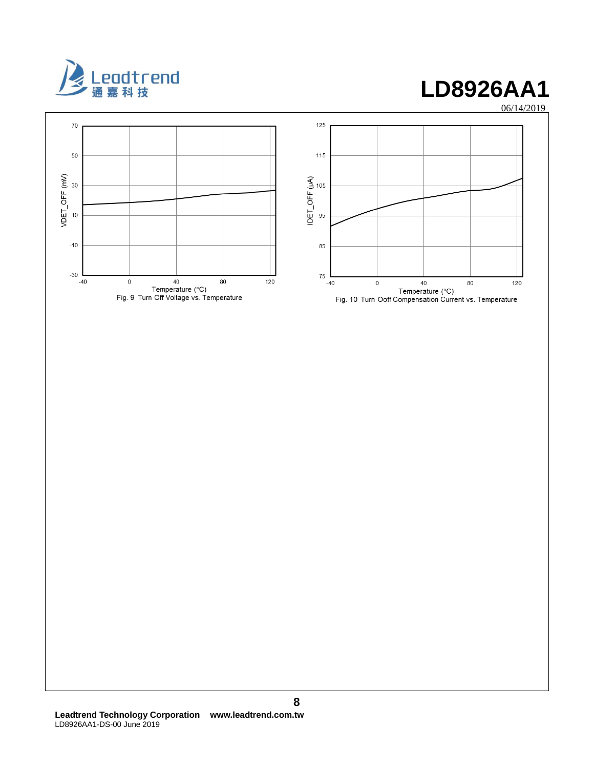Fig. 9 Turn Off Voltage vs. Temperature

Fig. 10 Turn Ooff Compensation Current vs. Temperature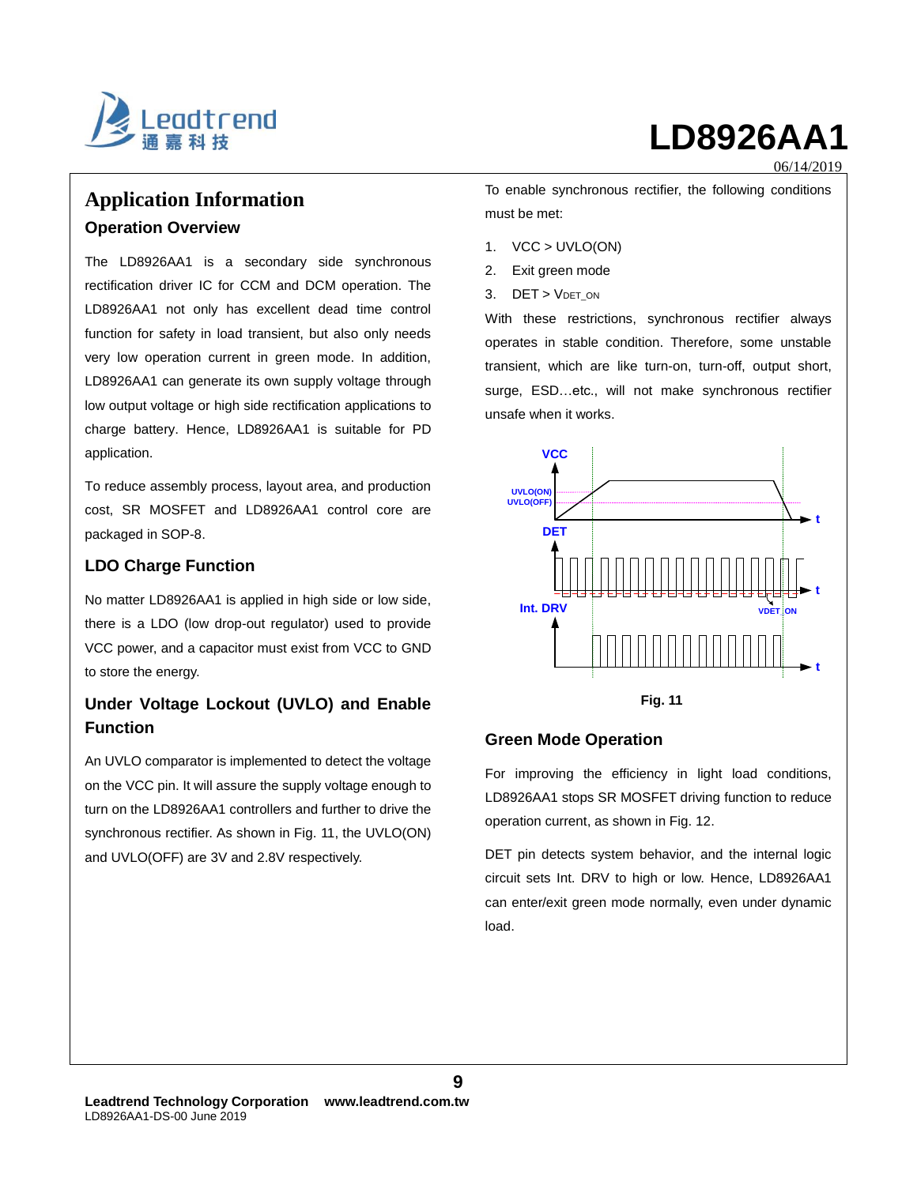# Application Information

## Operation Overview

The LD8926AA1 is a secondary side synchronous rectification driver IC for CCM and DCM operation. The LD8926AA1 not only has excellent dead time control function for safety in load transient, but also only needs very low operation current in green mode. In addition, LD8926AA1 can generate its own supply voltage through low output voltage or high side rectification applications to charge battery. Hence, LD8926AA1 is suitable for PD application.

To reduce assembly process, layout area, and production cost, SR MOSFET and LD8926AA1 control core are packaged in SOP-8.

## LDO Charge Function

No matter LD8926AA1 is applied in high side or low side, there is a LDO (low drop-out regulator) used to provide VCC power, and a capacitor must exist from VCC to GND to store the energy.

## Under Voltage Lockout (UVLO) and Enable Function

An UVLO comparator is implemented to detect the voltage on the VCC pin. It will assure the supply voltage enough to turn on the LD8926AA1 controllers and further to drive the synchronous rectifier. As shown in Fig. 11, the UVLO(ON) and UVLO(OFF) are 3V and 2.8V respectively.

To enable synchronous rectifier, the following conditions must be met:

1. VCC > UVLO(ON)
2. Exit green mode
3. DET > $V_{DET\_ON}$

With these restrictions, synchronous rectifier always operates in stable condition. Therefore, some unstable transient, which are like turn-on, turn-off, output short, surge, ESD…etc., will not make synchronous rectifier unsafe when it works.

Fig. 11

## Green Mode Operation

For improving the efficiency in light load conditions, LD8926AA1 stops SR MOSFET driving function to reduce operation current, as shown in Fig. 12.

DET pin detects system behavior, and the internal logic circuit sets Int. DRV to high or low. Hence, LD8926AA1 can enter/exit green mode normally, even under dynamic load.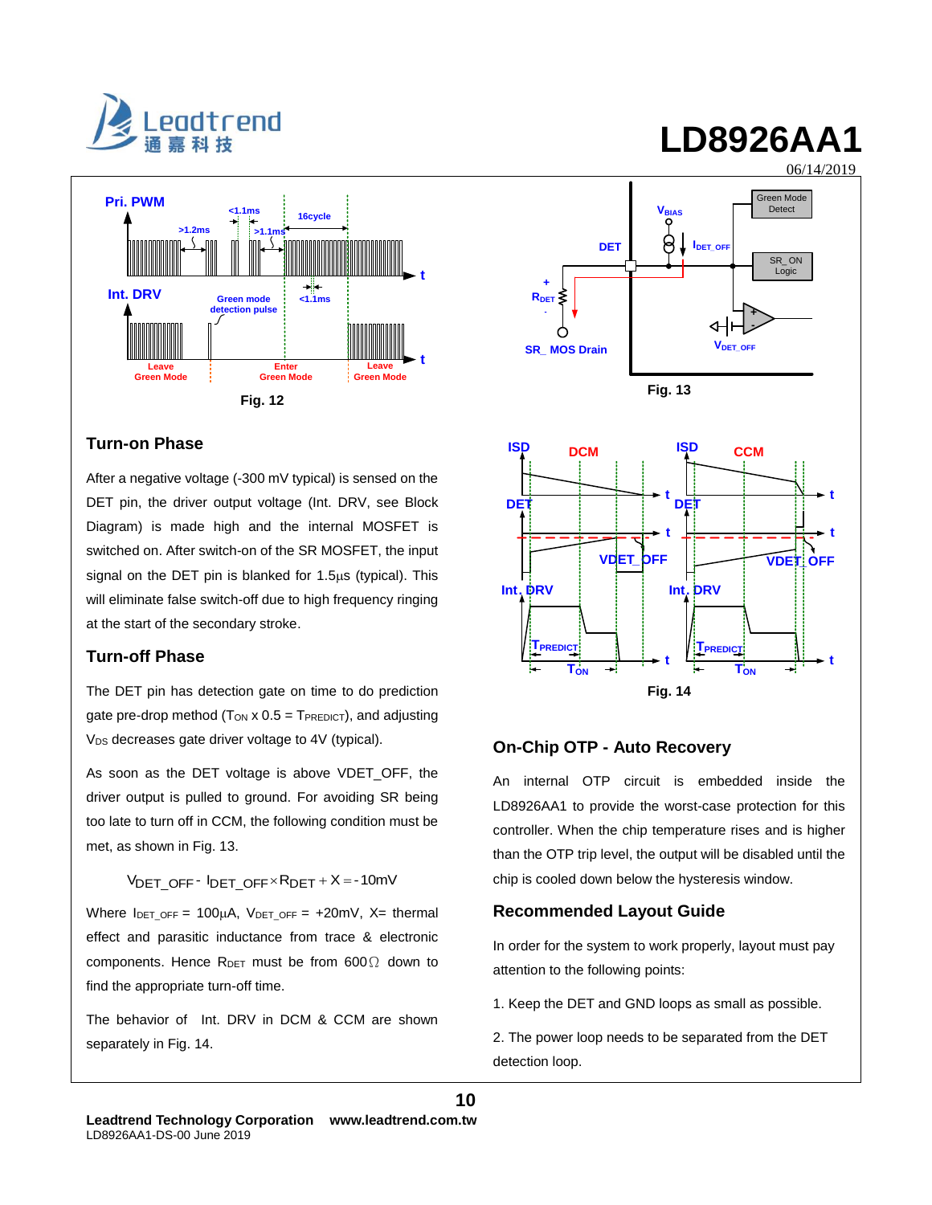Fig. 12

Fig. 13

Fig. 14

### Turn-on Phase

After a negative voltage (-300 mV typical) is sensed on the DET pin, the driver output voltage (Int. DRV, see Block Diagram) is made high and the internal MOSFET is switched on. After switch-on of the SR MOSFET, the input signal on the DET pin is blanked for 1.5μs (typical). This will eliminate false switch-off due to high frequency ringing at the start of the secondary stroke.

### Turn-off Phase

The DET pin has detection gate on time to do prediction gate pre-drop method ($T_{ON} \times 0.5 = T_{PREDICT}$), and adjusting $V_{DS}$ decreases gate driver voltage to 4V (typical).

As soon as the DET voltage is above VDET_OFF, the driver output is pulled to ground. For avoiding SR being too late to turn off in CCM, the following condition must be met, as shown in Fig. 13.

$$V_{DET\_OFF} - I_{DET\_OFF} \times R_{DET} + X = -10mV$$

Where $I_{DET\_OFF}$ = 100μA, $V_{DET\_OFF}$ = +20mV, X= thermal effect and parasitic inductance from trace & electronic components. Hence $R_{DET}$ must be from 600Ω down to find the appropriate turn-off time.

The behavior of Int. DRV in DCM & CCM are shown separately in Fig. 14.

### On-Chip OTP - Auto Recovery

An internal OTP circuit is embedded inside the LD8926AA1 to provide the worst-case protection for this controller. When the chip temperature rises and is higher than the OTP trip level, the output will be disabled until the chip is cooled down below the hysteresis window.

### Recommended Layout Guide

In order for the system to work properly, layout must pay attention to the following points:

1. Keep the DET and GND loops as small as possible.

2. The power loop needs to be separated from the DET detection loop.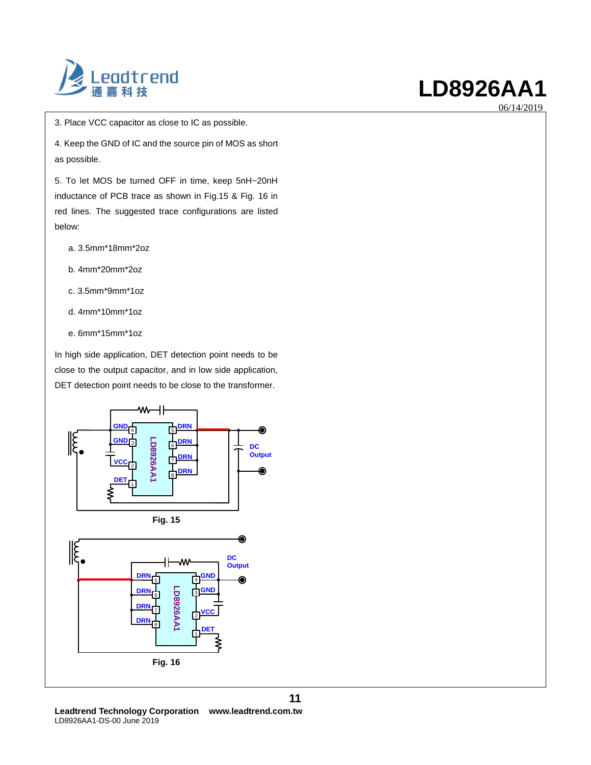3. Place VCC capacitor as close to IC as possible.

4. Keep the GND of IC and the source pin of MOS as short as possible.

5. To let MOS be turned OFF in time, keep 5nH~20nH inductance of PCB trace as shown in Fig.15 & Fig. 16 in red lines. The suggested trace configurations are listed below:

   a. 3.5mm*18mm*2oz

   b. 4mm*20mm*2oz

   c. 3.5mm*9mm*1oz

   d. 4mm*10mm*1oz

   e. 6mm*15mm*1oz

In high side application, DET detection point needs to be close to the output capacitor, and in low side application, DET detection point needs to be close to the transformer.

**Fig. 15**

**Fig. 16**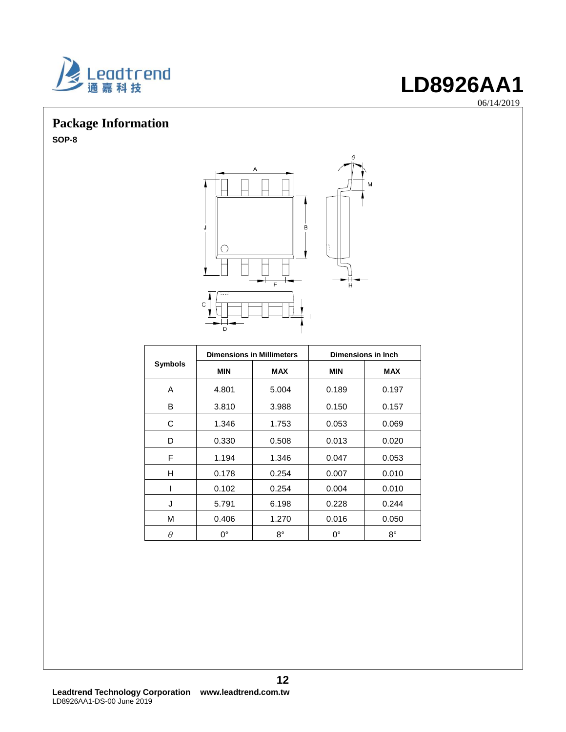## Package Information

**SOP-8**

| Symbols | Dimensions in Millimeters | | Dimensions in Inch | |
|---|---|---|---|---|
| | MIN | MAX | MIN | MAX |
| A | 4.801 | 5.004 | 0.189 | 0.197 |
| B | 3.810 | 3.988 | 0.150 | 0.157 |
| C | 1.346 | 1.753 | 0.053 | 0.069 |
| D | 0.330 | 0.508 | 0.013 | 0.020 |
| F | 1.194 | 1.346 | 0.047 | 0.053 |
| H | 0.178 | 0.254 | 0.007 | 0.010 |
| I | 0.102 | 0.254 | 0.004 | 0.010 |
| J | 5.791 | 6.198 | 0.228 | 0.244 |
| M | 0.406 | 1.270 | 0.016 | 0.050 |
| $\theta$ | 0° | 8° | 0° | 8° |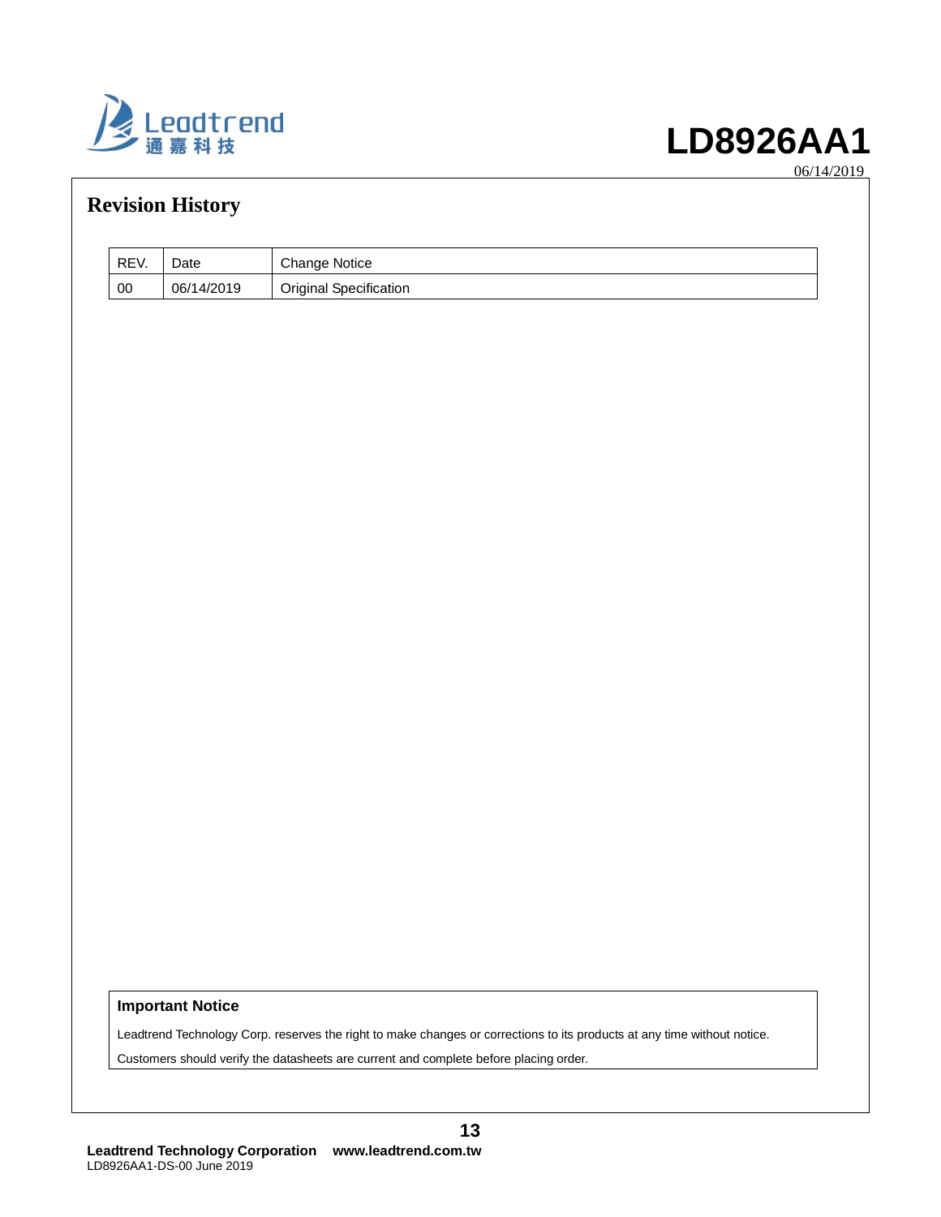## Revision History

| REV. | Date | Change Notice |
|---|---|---|
| 00 | 06/14/2019 | Original Specification |

**Important Notice**

Leadtrend Technology Corp. reserves the right to make changes or corrections to its products at any time without notice.

Customers should verify the datasheets are current and complete before placing order.